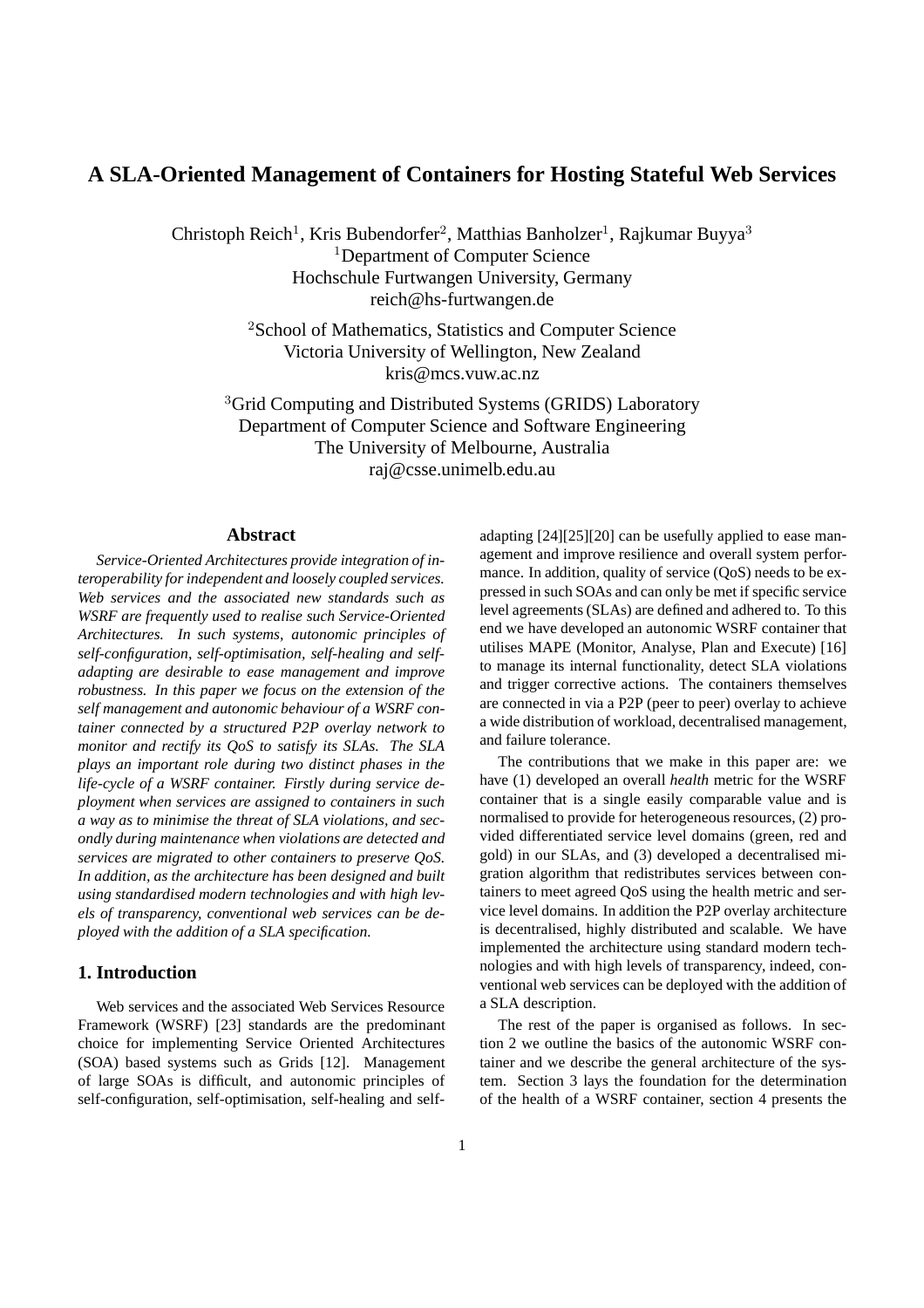# A SLA-Oriented Management of Containers for Hosting Stateful Web Services

Christoph Reich[1], Kris Bubendorfer[2], Matthias Banholzer[1], Rajkumar Buyya[3]

[1]Department of Computer Science
Hochschule Furtwangen University, Germany
reich@hs-furtwangen.de

[2]School of Mathematics, Statistics and Computer Science
Victoria University of Wellington, New Zealand
kris@mcs.vuw.ac.nz

[3]Grid Computing and Distributed Systems (GRIDS) Laboratory
Department of Computer Science and Software Engineering
The University of Melbourne, Australia
raj@csse.unimelb.edu.au

## Abstract

*Service-Oriented Architectures provide integration of interoperability for independent and loosely coupled services. Web services and the associated new standards such as WSRF are frequently used to realise such Service-Oriented Architectures. In such systems, autonomic principles of self-configuration, self-optimisation, self-healing and self-adapting are desirable to ease management and improve robustness. In this paper we focus on the extension of the self management and autonomic behaviour of a WSRF container connected by a structured P2P overlay network to monitor and rectify its QoS to satisfy its SLAs. The SLA plays an important role during two distinct phases in the life-cycle of a WSRF container. Firstly during service deployment when services are assigned to containers in such a way as to minimise the threat of SLA violations, and secondly during maintenance when violations are detected and services are migrated to other containers to preserve QoS. In addition, as the architecture has been designed and built using standardised modern technologies and with high levels of transparency, conventional web services can be deployed with the addition of a SLA specification.*

## 1. Introduction

Web services and the associated Web Services Resource Framework (WSRF) [23] standards are the predominant choice for implementing Service Oriented Architectures (SOA) based systems such as Grids [12]. Management of large SOAs is difficult, and autonomic principles of self-configuration, self-optimisation, self-healing and self-adapting [24][25][20] can be usefully applied to ease management and improve resilience and overall system performance. In addition, quality of service (QoS) needs to be expressed in such SOAs and can only be met if specific service level agreements (SLAs) are defined and adhered to. To this end we have developed an autonomic WSRF container that utilises MAPE (Monitor, Analyse, Plan and Execute) [16] to manage its internal functionality, detect SLA violations and trigger corrective actions. The containers themselves are connected in via a P2P (peer to peer) overlay to achieve a wide distribution of workload, decentralised management, and failure tolerance.

The contributions that we make in this paper are: we have (1) developed an overall *health* metric for the WSRF container that is a single easily comparable value and is normalised to provide for heterogeneous resources, (2) provided differentiated service level domains (green, red and gold) in our SLAs, and (3) developed a decentralised migration algorithm that redistributes services between containers to meet agreed QoS using the health metric and service level domains. In addition the P2P overlay architecture is decentralised, highly distributed and scalable. We have implemented the architecture using standard modern technologies and with high levels of transparency, indeed, conventional web services can be deployed with the addition of a SLA description.

The rest of the paper is organised as follows. In section 2 we outline the basics of the autonomic WSRF container and we describe the general architecture of the system. Section 3 lays the foundation for the determination of the health of a WSRF container, section 4 presents the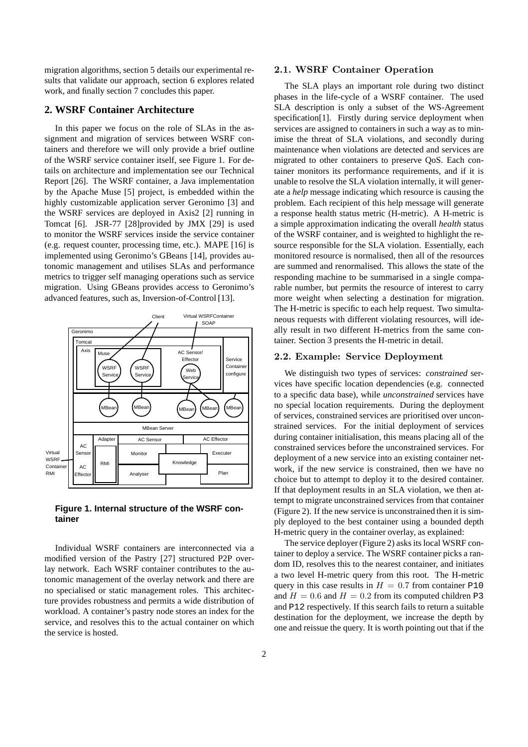migration algorithms, section 5 details our experimental results that validate our approach, section 6 explores related work, and finally section 7 concludes this paper.

## 2. WSRF Container Architecture

In this paper we focus on the role of SLAs in the assignment and migration of services between WSRF containers and therefore we will only provide a brief outline of the WSRF service container itself, see Figure 1. For details on architecture and implementation see our Technical Report [26]. The WSRF container, a Java implementation by the Apache Muse [5] project, is embedded within the highly customizable application server Geronimo [3] and the WSRF services are deployed in Axis2 [2] running in Tomcat [6]. JSR-77 [28]provided by JMX [29] is used to monitor the WSRF services inside the service container (e.g. request counter, processing time, etc.). MAPE [16] is implemented using Geronimo's GBeans [14], provides autonomic management and utilises SLAs and performance metrics to trigger self managing operations such as service migration. Using GBeans provides access to Geronimo's advanced features, such as, Inversion-of-Control [13].

**Figure 1. Internal structure of the WSRF container**

Individual WSRF containers are interconnected via a modified version of the Pastry [27] structured P2P overlay network. Each WSRF container contributes to the autonomic management of the overlay network and there are no specialised or static management roles. This architecture provides robustness and permits a wide distribution of workload. A container's pastry node stores an index for the service, and resolves this to the actual container on which the service is hosted.

### 2.1. WSRF Container Operation

The SLA plays an important role during two distinct phases in the life-cycle of a WSRF container. The used SLA description is only a subset of the WS-Agreement specification[1]. Firstly during service deployment when services are assigned to containers in such a way as to minimise the threat of SLA violations, and secondly during maintenance when violations are detected and services are migrated to other containers to preserve QoS. Each container monitors its performance requirements, and if it is unable to resolve the SLA violation internally, it will generate a *help* message indicating which resource is causing the problem. Each recipient of this help message will generate a response health status metric (H-metric). A H-metric is a simple approximation indicating the overall *health* status of the WSRF container, and is weighted to highlight the resource responsible for the SLA violation. Essentially, each monitored resource is normalised, then all of the resources are summed and renormalised. This allows the state of the responding machine to be summarised in a single comparable number, but permits the resource of interest to carry more weight when selecting a destination for migration. The H-metric is specific to each help request. Two simultaneous requests with different violating resources, will ideally result in two different H-metrics from the same container. Section 3 presents the H-metric in detail.

### 2.2. Example: Service Deployment

We distinguish two types of services: *constrained* services have specific location dependencies (e.g. connected to a specific data base), while *unconstrained* services have no special location requirements. During the deployment of services, constrained services are prioritised over unconstrained services. For the initial deployment of services during container initialisation, this means placing all of the constrained services before the unconstrained services. For deployment of a new service into an existing container network, if the new service is constrained, then we have no choice but to attempt to deploy it to the desired container. If that deployment results in an SLA violation, we then attempt to migrate unconstrained services from that container (Figure 2). If the new service is unconstrained then it is simply deployed to the best container using a bounded depth H-metric query in the container overlay, as explained:

The service deployer (Figure 2) asks its local WSRF container to deploy a service. The WSRF container picks a random ID, resolves this to the nearest container, and initiates a two level H-metric query from this root. The H-metric query in this case results in $H = 0.7$ from container P10 and $H = 0.6$ and $H = 0.2$ from its computed children P3 and P12 respectively. If this search fails to return a suitable destination for the deployment, we increase the depth by one and reissue the query. It is worth pointing out that if the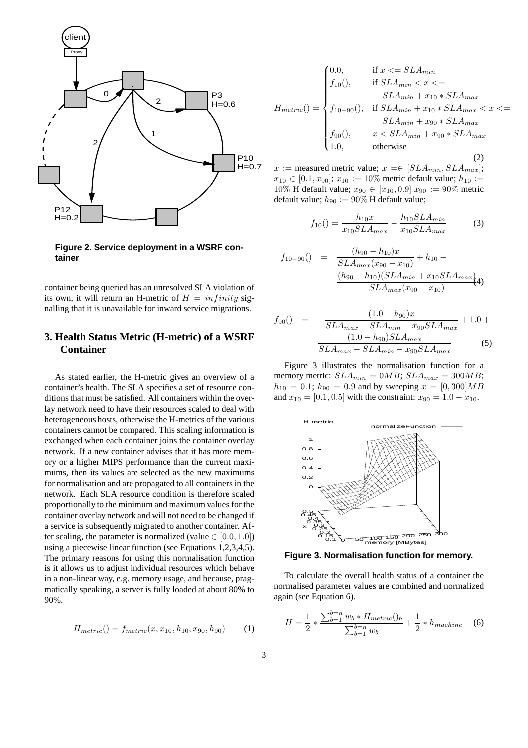**Figure 2. Service deployment in a WSRF container**

container being queried has an unresolved SLA violation of its own, it will return an H-metric of $H = infinity$ signalling that it is unavailable for inward service migrations.

## 3. Health Status Metric (H-metric) of a WSRF Container

As stated earlier, the H-metric gives an overview of a container's health. The SLA specifies a set of resource conditions that must be satisfied. All containers within the overlay network need to have their resources scaled to deal with heterogeneous hosts, otherwise the H-metrics of the various containers cannot be compared. This scaling information is exchanged when each container joins the container overlay network. If a new container advises that it has more memory or a higher MIPS performance than the current maximums, then its values are selected as the new maximums for normalisation and are propagated to all containers in the network. Each SLA resource condition is therefore scaled proportionally to the minimum and maximum values for the container overlay network and will not need to be changed if a service is subsequently migrated to another container. After scaling, the parameter is normalized (value $\in [0.0, 1.0]$) using a piecewise linear function (see Equations 1,2,3,4,5). The primary reasons for using this normalisation function is it allows us to adjust individual resources which behave in a non-linear way, e.g. memory usage, and because, pragmatically speaking, a server is fully loaded at about 80% to 90%.

$$H_{metric}() = f_{metric}(x, x_{10}, h_{10}, x_{90}, h_{90}) \tag{1}$$

$$H_{metric}() = \begin{cases} 0.0, & \text{if } x <= SLA_{min} \\ f_{10}(), & \text{if } SLA_{min} < x <= \\ & \quad SLA_{min} + x_{10} * SLA_{max} \\ f_{10-90}(), & \text{if } SLA_{min} + x_{10} * SLA_{max} < x <= \\ & \quad SLA_{min} + x_{90} * SLA_{max} \\ f_{90}(), & x < SLA_{min} + x_{90} * SLA_{max} \\ 1.0, & \text{otherwise} \end{cases} \tag{2}$$

$x :=$ measured metric value; $x = \in [SLA_{min}, SLA_{max}]$; $x_{10} \in [0.1, x_{90}]$; $x_{10} := 10\%$ metric default value; $h_{10} := 10\%$ H default value; $x_{90} \in [x_{10}, 0.9]$ $x_{90} := 90\%$ metric default value; $h_{90} := 90\%$ H default value;

$$f_{10}() = \frac{h_{10}x}{x_{10}SLA_{max}} - \frac{h_{10}SLA_{min}}{x_{10}SLA_{max}} \tag{3}$$

$$f_{10-90}() = \frac{(h_{90} - h_{10})x}{SLA_{max}(x_{90} - x_{10})} + h_{10} - \frac{(h_{90} - h_{10})(SLA_{min} + x_{10}SLA_{max})}{SLA_{max}(x_{90} - x_{10})} \tag{4}$$

$$f_{90}() = -\frac{(1.0 - h_{90})x}{SLA_{max} - SLA_{min} - x_{90}SLA_{max}} + 1.0 + \frac{(1.0 - h_{90})SLA_{max}}{SLA_{max} - SLA_{min} - x_{90}SLA_{max}} \tag{5}$$

Figure 3 illustrates the normalisation function for a memory metric: $SLA_{min} = 0MB$; $SLA_{max} = 300MB$; $h_{10} = 0.1$; $h_{90} = 0.9$ and by sweeping $x = [0, 300]MB$ and $x_{10} = [0.1, 0.5]$ with the constraint: $x_{90} = 1.0 - x_{10}$.

**Figure 3. Normalisation function for memory.**

To calculate the overall health status of a container the normalised parameter values are combined and normalized again (see Equation 6).

$$H = \frac{1}{2} * \frac{\sum_{b=1}^{b=n} w_b * H_{metric}()_b}{\sum_{b=1}^{b=n} w_b} + \frac{1}{2} * h_{machine} \tag{6}$$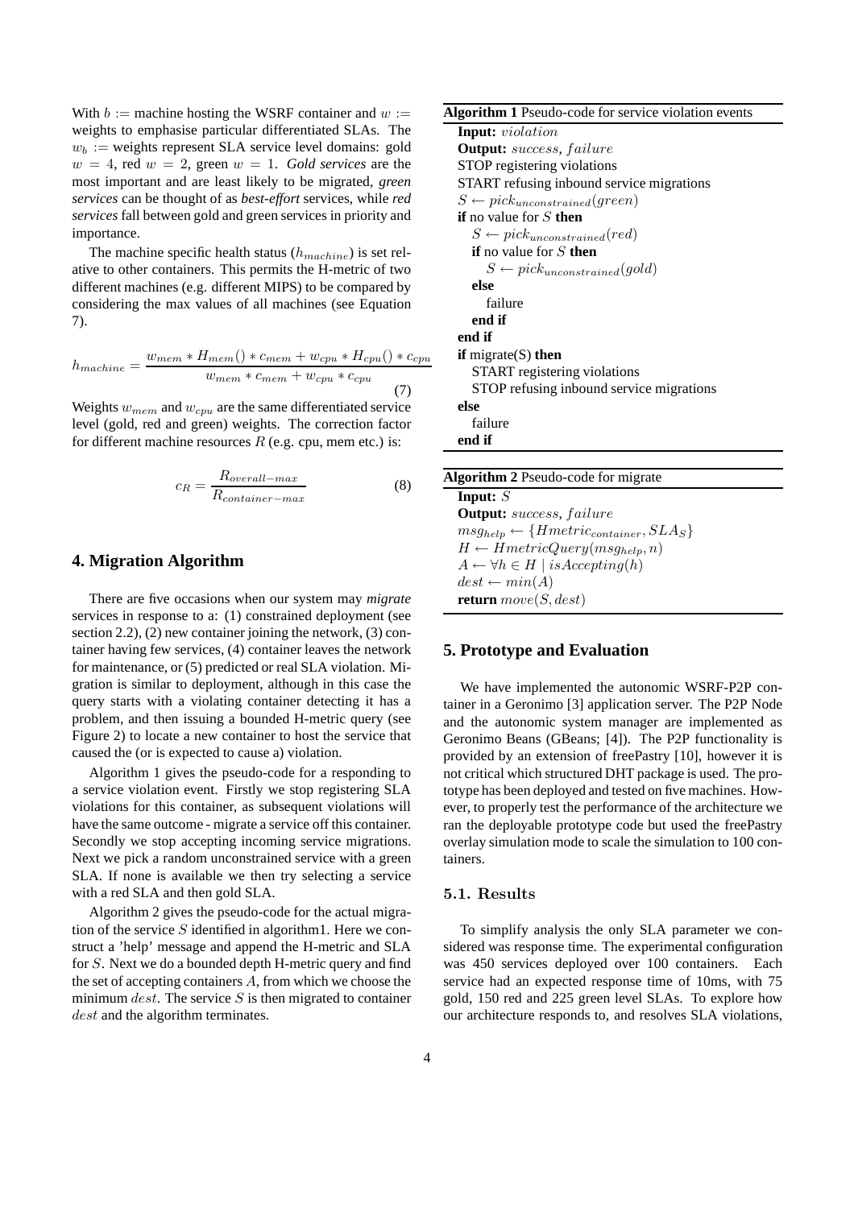With $b$ := machine hosting the WSRF container and $w$ := weights to emphasise particular differentiated SLAs. The $w_b$ := weights represent SLA service level domains: gold $w = 4$, red $w = 2$, green $w = 1$. *Gold services* are the most important and are least likely to be migrated, *green services* can be thought of as *best-effort* services, while *red services* fall between gold and green services in priority and importance.

The machine specific health status ($h_{machine}$) is set relative to other containers. This permits the H-metric of two different machines (e.g. different MIPS) to be compared by considering the max values of all machines (see Equation 7).

$$h_{machine} = \frac{w_{mem} * H_{mem}() * c_{mem} + w_{cpu} * H_{cpu}() * c_{cpu}}{w_{mem} * c_{mem} + w_{cpu} * c_{cpu}} \quad (7)$$

Weights $w_{mem}$ and $w_{cpu}$ are the same differentiated service level (gold, red and green) weights. The correction factor for different machine resources $R$ (e.g. cpu, mem etc.) is:

$$c_R = \frac{R_{overall-max}}{R_{container-max}} \quad (8)$$

## 4. Migration Algorithm

There are five occasions when our system may *migrate* services in response to a: (1) constrained deployment (see section 2.2), (2) new container joining the network, (3) container having few services, (4) container leaves the network for maintenance, or (5) predicted or real SLA violation. Migration is similar to deployment, although in this case the query starts with a violating container detecting it has a problem, and then issuing a bounded H-metric query (see Figure 2) to locate a new container to host the service that caused the (or is expected to cause a) violation.

Algorithm 1 gives the pseudo-code for a responding to a service violation event. Firstly we stop registering SLA violations for this container, as subsequent violations will have the same outcome - migrate a service off this container. Secondly we stop accepting incoming service migrations. Next we pick a random unconstrained service with a green SLA. If none is available we then try selecting a service with a red SLA and then gold SLA.

Algorithm 2 gives the pseudo-code for the actual migration of the service $S$ identified in algorithm1. Here we construct a 'help' message and append the H-metric and SLA for $S$. Next we do a bounded depth H-metric query and find the set of accepting containers $A$, from which we choose the minimum $dest$. The service $S$ is then migrated to container $dest$ and the algorithm terminates.

**Algorithm 1** Pseudo-code for service violation events

```
Input: violation
Output: success, failure
STOP registering violations
START refusing inbound service migrations
S ← pick_unconstrained(green)
if no value for S then
   S ← pick_unconstrained(red)
   if no value for S then
      S ← pick_unconstrained(gold)
   else
      failure
   end if
end if
if migrate(S) then
   START registering violations
   STOP refusing inbound service migrations
else
   failure
end if
```

**Algorithm 2** Pseudo-code for migrate

```
Input: S
Output: success, failure
msg_help ← {Hmetric_container, SLA_S}
H ← HmetricQuery(msg_help, n)
A ← ∀h ∈ H | isAccepting(h)
dest ← min(A)
return move(S, dest)
```

## 5. Prototype and Evaluation

We have implemented the autonomic WSRF-P2P container in a Geronimo [3] application server. The P2P Node and the autonomic system manager are implemented as Geronimo Beans (GBeans; [4]). The P2P functionality is provided by an extension of freePastry [10], however it is not critical which structured DHT package is used. The prototype has been deployed and tested on five machines. However, to properly test the performance of the architecture we ran the deployable prototype code but used the freePastry overlay simulation mode to scale the simulation to 100 containers.

### 5.1. Results

To simplify analysis the only SLA parameter we considered was response time. The experimental configuration was 450 services deployed over 100 containers. Each service had an expected response time of 10ms, with 75 gold, 150 red and 225 green level SLAs. To explore how our architecture responds to, and resolves SLA violations,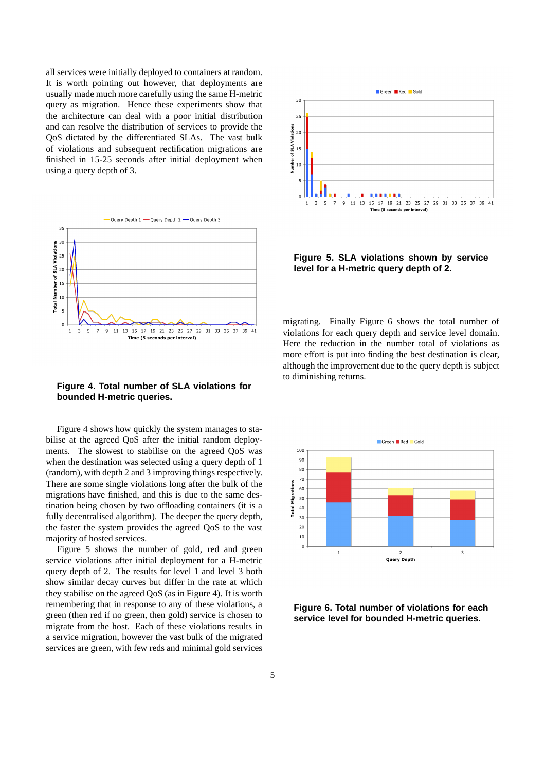all services were initially deployed to containers at random. It is worth pointing out however, that deployments are usually made much more carefully using the same H-metric query as migration. Hence these experiments show that the architecture can deal with a poor initial distribution and can resolve the distribution of services to provide the QoS dictated by the differentiated SLAs. The vast bulk of violations and subsequent rectification migrations are finished in 15-25 seconds after initial deployment when using a query depth of 3.

**Figure 4. Total number of SLA violations for bounded H-metric queries.**

Figure 4 shows how quickly the system manages to stabilise at the agreed QoS after the initial random deployments. The slowest to stabilise on the agreed QoS was when the destination was selected using a query depth of 1 (random), with depth 2 and 3 improving things respectively. There are some single violations long after the bulk of the migrations have finished, and this is due to the same destination being chosen by two offloading containers (it is a fully decentralised algorithm). The deeper the query depth, the faster the system provides the agreed QoS to the vast majority of hosted services.

Figure 5 shows the number of gold, red and green service violations after initial deployment for a H-metric query depth of 2. The results for level 1 and level 3 both show similar decay curves but differ in the rate at which they stabilise on the agreed QoS (as in Figure 4). It is worth remembering that in response to any of these violations, a green (then red if no green, then gold) service is chosen to migrate from the host. Each of these violations results in a service migration, however the vast bulk of the migrated services are green, with few reds and minimal gold services

**Figure 5. SLA violations shown by service level for a H-metric query depth of 2.**

migrating. Finally Figure 6 shows the total number of violations for each query depth and service level domain. Here the reduction in the number total of violations as more effort is put into finding the best destination is clear, although the improvement due to the query depth is subject to diminishing returns.

**Figure 6. Total number of violations for each service level for bounded H-metric queries.**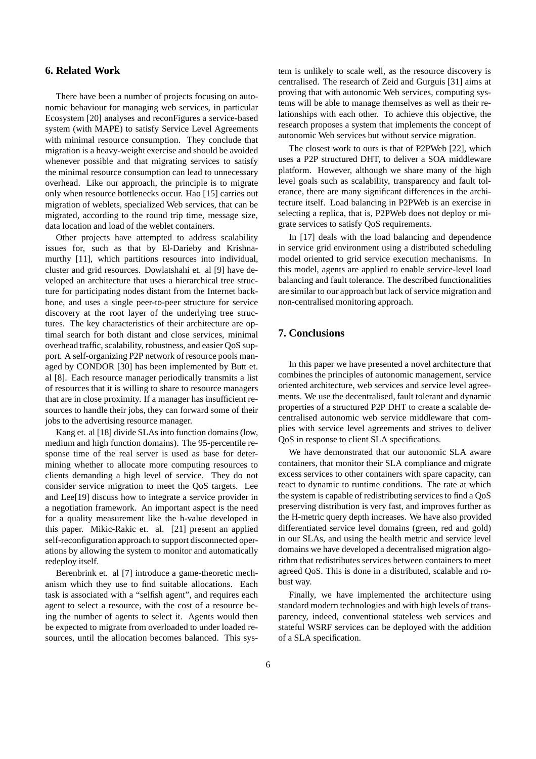## 6. Related Work

There have been a number of projects focusing on autonomic behaviour for managing web services, in particular Ecosystem [20] analyses and reconFigures a service-based system (with MAPE) to satisfy Service Level Agreements with minimal resource consumption. They conclude that migration is a heavy-weight exercise and should be avoided whenever possible and that migrating services to satisfy the minimal resource consumption can lead to unnecessary overhead. Like our approach, the principle is to migrate only when resource bottlenecks occur. Hao [15] carries out migration of weblets, specialized Web services, that can be migrated, according to the round trip time, message size, data location and load of the weblet containers.

Other projects have attempted to address scalability issues for, such as that by El-Darieby and Krishnamurthy [11], which partitions resources into individual, cluster and grid resources. Dowlatshahi et. al [9] have developed an architecture that uses a hierarchical tree structure for participating nodes distant from the Internet backbone, and uses a single peer-to-peer structure for service discovery at the root layer of the underlying tree structures. The key characteristics of their architecture are optimal search for both distant and close services, minimal overhead traffic, scalability, robustness, and easier QoS support. A self-organizing P2P network of resource pools managed by CONDOR [30] has been implemented by Butt et. al [8]. Each resource manager periodically transmits a list of resources that it is willing to share to resource managers that are in close proximity. If a manager has insufficient resources to handle their jobs, they can forward some of their jobs to the advertising resource manager.

Kang et. al [18] divide SLAs into function domains (low, medium and high function domains). The 95-percentile response time of the real server is used as base for determining whether to allocate more computing resources to clients demanding a high level of service. They do not consider service migration to meet the QoS targets. Lee and Lee[19] discuss how to integrate a service provider in a negotiation framework. An important aspect is the need for a quality measurement like the h-value developed in this paper. Mikic-Rakic et. al. [21] present an applied self-reconfiguration approach to support disconnected operations by allowing the system to monitor and automatically redeploy itself.

Berenbrink et. al [7] introduce a game-theoretic mechanism which they use to find suitable allocations. Each task is associated with a "selfish agent", and requires each agent to select a resource, with the cost of a resource being the number of agents to select it. Agents would then be expected to migrate from overloaded to under loaded resources, until the allocation becomes balanced. This system is unlikely to scale well, as the resource discovery is centralised. The research of Zeid and Gurguis [31] aims at proving that with autonomic Web services, computing systems will be able to manage themselves as well as their relationships with each other. To achieve this objective, the research proposes a system that implements the concept of autonomic Web services but without service migration.

The closest work to ours is that of P2PWeb [22], which uses a P2P structured DHT, to deliver a SOA middleware platform. However, although we share many of the high level goals such as scalability, transparency and fault tolerance, there are many significant differences in the architecture itself. Load balancing in P2PWeb is an exercise in selecting a replica, that is, P2PWeb does not deploy or migrate services to satisfy QoS requirements.

In [17] deals with the load balancing and dependence in service grid environment using a distributed scheduling model oriented to grid service execution mechanisms. In this model, agents are applied to enable service-level load balancing and fault tolerance. The described functionalities are similar to our approach but lack of service migration and non-centralised monitoring approach.

## 7. Conclusions

In this paper we have presented a novel architecture that combines the principles of autonomic management, service oriented architecture, web services and service level agreements. We use the decentralised, fault tolerant and dynamic properties of a structured P2P DHT to create a scalable decentralised autonomic web service middleware that complies with service level agreements and strives to deliver QoS in response to client SLA specifications.

We have demonstrated that our autonomic SLA aware containers, that monitor their SLA compliance and migrate excess services to other containers with spare capacity, can react to dynamic to runtime conditions. The rate at which the system is capable of redistributing services to find a QoS preserving distribution is very fast, and improves further as the H-metric query depth increases. We have also provided differentiated service level domains (green, red and gold) in our SLAs, and using the health metric and service level domains we have developed a decentralised migration algorithm that redistributes services between containers to meet agreed QoS. This is done in a distributed, scalable and robust way.

Finally, we have implemented the architecture using standard modern technologies and with high levels of transparency, indeed, conventional stateless web services and stateful WSRF services can be deployed with the addition of a SLA specification.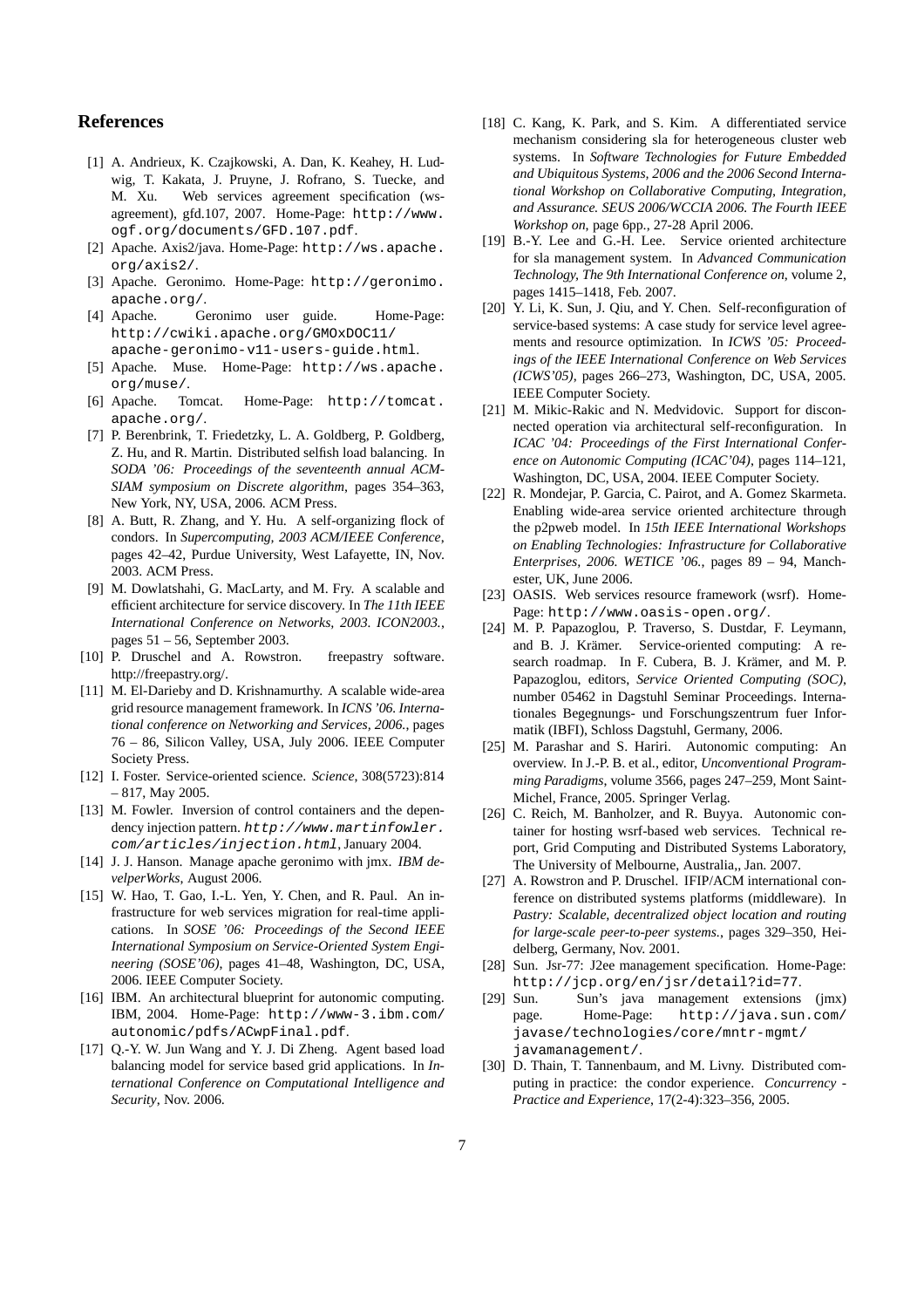## References

[1] A. Andrieux, K. Czajkowski, A. Dan, K. Keahey, H. Ludwig, T. Kakata, J. Pruyne, J. Rofrano, S. Tuecke, and M. Xu. Web services agreement specification (ws-agreement), gfd.107, 2007. Home-Page: `http://www.ogf.org/documents/GFD.107.pdf`.

[2] Apache. Axis2/java. Home-Page: `http://ws.apache.org/axis2/`.

[3] Apache. Geronimo. Home-Page: `http://geronimo.apache.org/`.

[4] Apache. Geronimo user guide. Home-Page: `http://cwiki.apache.org/GMOxDOC11/apache-geronimo-v11-users-guide.html`.

[5] Apache. Muse. Home-Page: `http://ws.apache.org/muse/`.

[6] Apache. Tomcat. Home-Page: `http://tomcat.apache.org/`.

[7] P. Berenbrink, T. Friedetzky, L. A. Goldberg, P. Goldberg, Z. Hu, and R. Martin. Distributed selfish load balancing. In *SODA '06: Proceedings of the seventeenth annual ACM-SIAM symposium on Discrete algorithm*, pages 354–363, New York, NY, USA, 2006. ACM Press.

[8] A. Butt, R. Zhang, and Y. Hu. A self-organizing flock of condors. In *Supercomputing, 2003 ACM/IEEE Conference*, pages 42–42, Purdue University, West Lafayette, IN, Nov. 2003. ACM Press.

[9] M. Dowlatshahi, G. MacLarty, and M. Fry. A scalable and efficient architecture for service discovery. In *The 11th IEEE International Conference on Networks, 2003. ICON2003.*, pages 51 – 56, September 2003.

[10] P. Druschel and A. Rowstron. freepastry software. http://freepastry.org/.

[11] M. El-Darieby and D. Krishnamurthy. A scalable wide-area grid resource management framework. In *ICNS '06. International conference on Networking and Services, 2006.*, pages 76 – 86, Silicon Valley, USA, July 2006. IEEE Computer Society Press.

[12] I. Foster. Service-oriented science. *Science*, 308(5723):814 – 817, May 2005.

[13] M. Fowler. Inversion of control containers and the dependency injection pattern. *`http://www.martinfowler.com/articles/injection.html`*, January 2004.

[14] J. J. Hanson. Manage apache geronimo with jmx. *IBM developerWorks*, August 2006.

[15] W. Hao, T. Gao, I.-L. Yen, Y. Chen, and R. Paul. An infrastructure for web services migration for real-time applications. In *SOSE '06: Proceedings of the Second IEEE International Symposium on Service-Oriented System Engineering (SOSE'06)*, pages 41–48, Washington, DC, USA, 2006. IEEE Computer Society.

[16] IBM. An architectural blueprint for autonomic computing. IBM, 2004. Home-Page: `http://www-3.ibm.com/autonomic/pdfs/ACwpFinal.pdf`.

[17] Q.-Y. W. Jun Wang and Y. J. Di Zheng. Agent based load balancing model for service based grid applications. In *International Conference on Computational Intelligence and Security*, Nov. 2006.

[18] C. Kang, K. Park, and S. Kim. A differentiated service mechanism considering sla for heterogeneous cluster web systems. In *Software Technologies for Future Embedded and Ubiquitous Systems, 2006 and the 2006 Second International Workshop on Collaborative Computing, Integration, and Assurance. SEUS 2006/WCCIA 2006. The Fourth IEEE Workshop on*, page 6pp., 27-28 April 2006.

[19] B.-Y. Lee and G.-H. Lee. Service oriented architecture for sla management system. In *Advanced Communication Technology, The 9th International Conference on*, volume 2, pages 1415–1418, Feb. 2007.

[20] Y. Li, K. Sun, J. Qiu, and Y. Chen. Self-reconfiguration of service-based systems: A case study for service level agreements and resource optimization. In *ICWS '05: Proceedings of the IEEE International Conference on Web Services (ICWS'05)*, pages 266–273, Washington, DC, USA, 2005. IEEE Computer Society.

[21] M. Mikic-Rakic and N. Medvidovic. Support for disconnected operation via architectural self-reconfiguration. In *ICAC '04: Proceedings of the First International Conference on Autonomic Computing (ICAC'04)*, pages 114–121, Washington, DC, USA, 2004. IEEE Computer Society.

[22] R. Mondejar, P. Garcia, C. Pairot, and A. Gomez Skarmeta. Enabling wide-area service oriented architecture through the p2pweb model. In *15th IEEE International Workshops on Enabling Technologies: Infrastructure for Collaborative Enterprises, 2006. WETICE '06.*, pages 89 – 94, Manchester, UK, June 2006.

[23] OASIS. Web services resource framework (wsrf). Home-Page: `http://www.oasis-open.org/`.

[24] M. P. Papazoglou, P. Traverso, S. Dustdar, F. Leymann, and B. J. Krämer. Service-oriented computing: A research roadmap. In F. Cubera, B. J. Krämer, and M. P. Papazoglou, editors, *Service Oriented Computing (SOC)*, number 05462 in Dagstuhl Seminar Proceedings. Internationales Begegnungs- und Forschungszentrum fuer Informatik (IBFI), Schloss Dagstuhl, Germany, 2006.

[25] M. Parashar and S. Hariri. Autonomic computing: An overview. In J.-P. B. et al., editor, *Unconventional Programming Paradigms*, volume 3566, pages 247–259, Mont Saint-Michel, France, 2005. Springer Verlag.

[26] C. Reich, M. Banholzer, and R. Buyya. Autonomic container for hosting wsrf-based web services. Technical report, Grid Computing and Distributed Systems Laboratory, The University of Melbourne, Australia,, Jan. 2007.

[27] A. Rowstron and P. Druschel. IFIP/ACM international conference on distributed systems platforms (middleware). In *Pastry: Scalable, decentralized object location and routing for large-scale peer-to-peer systems.*, pages 329–350, Heidelberg, Germany, Nov. 2001.

[28] Sun. Jsr-77: J2ee management specification. Home-Page: `http://jcp.org/en/jsr/detail?id=77`.

[29] Sun. Sun's java management extensions (jmx) page. Home-Page: `http://java.sun.com/javase/technologies/core/mntr-mgmt/javamanagement/`.

[30] D. Thain, T. Tannenbaum, and M. Livny. Distributed computing in practice: the condor experience. *Concurrency - Practice and Experience*, 17(2-4):323–356, 2005.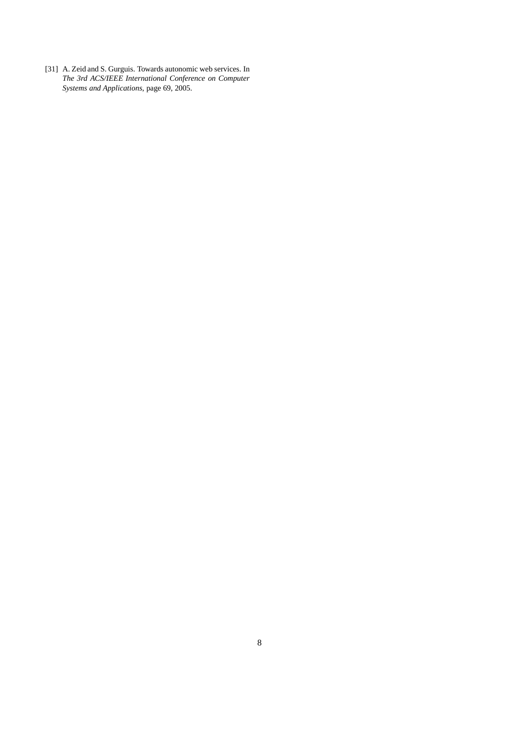[31] A. Zeid and S. Gurguis. Towards autonomic web services. In *The 3rd ACS/IEEE International Conference on Computer Systems and Applications*, page 69, 2005.